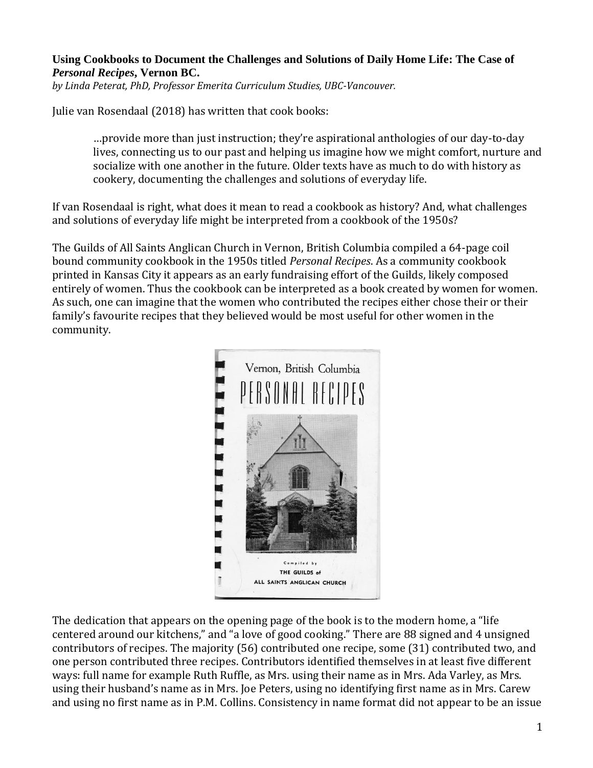**Using Cookbooks to Document the Challenges and Solutions of Daily Home Life: The Case of *Personal Recipes*, Vernon BC.**

*by Linda Peterat, PhD, Professor Emerita Curriculum Studies, UBC-Vancouver.*

Julie van Rosendaal (2018) has written that cook books:

> …provide more than just instruction; they're aspirational anthologies of our day-to-day lives, connecting us to our past and helping us imagine how we might comfort, nurture and socialize with one another in the future. Older texts have as much to do with history as cookery, documenting the challenges and solutions of everyday life.

If van Rosendaal is right, what does it mean to read a cookbook as history? And, what challenges and solutions of everyday life might be interpreted from a cookbook of the 1950s?

The Guilds of All Saints Anglican Church in Vernon, British Columbia compiled a 64-page coil bound community cookbook in the 1950s titled *Personal Recipes*. As a community cookbook printed in Kansas City it appears as an early fundraising effort of the Guilds, likely composed entirely of women. Thus the cookbook can be interpreted as a book created by women for women. As such, one can imagine that the women who contributed the recipes either chose their or their family's favourite recipes that they believed would be most useful for other women in the community.

The dedication that appears on the opening page of the book is to the modern home, a "life centered around our kitchens," and "a love of good cooking." There are 88 signed and 4 unsigned contributors of recipes. The majority (56) contributed one recipe, some (31) contributed two, and one person contributed three recipes. Contributors identified themselves in at least five different ways: full name for example Ruth Ruffle, as Mrs. using their name as in Mrs. Ada Varley, as Mrs. using their husband's name as in Mrs. Joe Peters, using no identifying first name as in Mrs. Carew and using no first name as in P.M. Collins. Consistency in name format did not appear to be an issue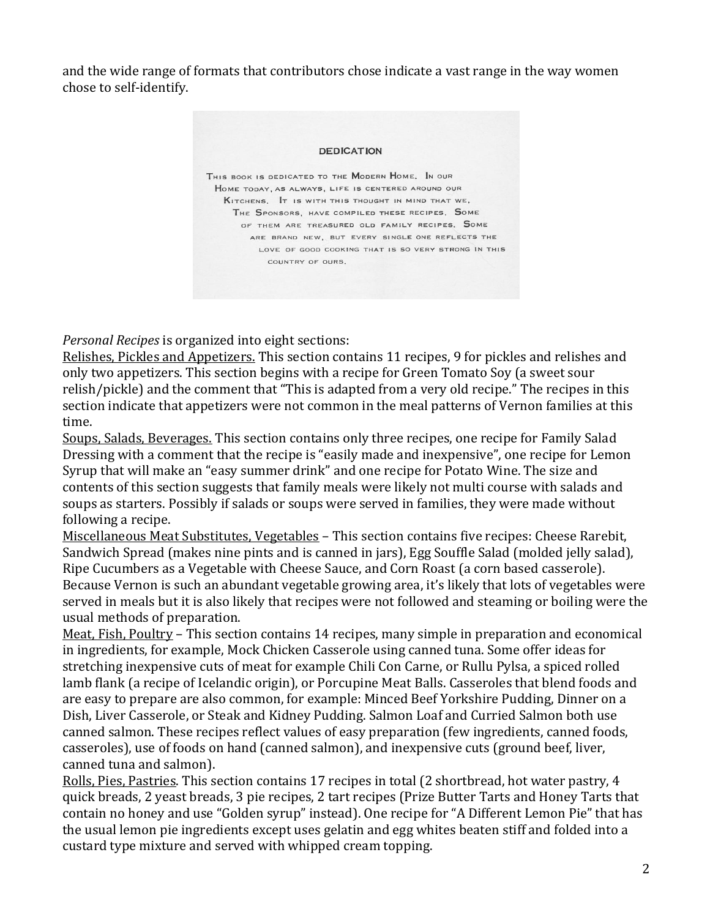and the wide range of formats that contributors chose indicate a vast range in the way women chose to self-identify.

DEDICATION

This book is dedicated to the Modern Home. In our Home today, as always, life is centered around our Kitchens. It is with this thought in mind that we, The Sponsors, have compiled these recipes. Some of them are treasured old family recipes. Some are brand new, but every single one reflects the love of good cooking that is so very strong in this country of ours.

*Personal Recipes* is organized into eight sections:

Relishes, Pickles and Appetizers. This section contains 11 recipes, 9 for pickles and relishes and only two appetizers. This section begins with a recipe for Green Tomato Soy (a sweet sour relish/pickle) and the comment that "This is adapted from a very old recipe." The recipes in this section indicate that appetizers were not common in the meal patterns of Vernon families at this time.

Soups, Salads, Beverages. This section contains only three recipes, one recipe for Family Salad Dressing with a comment that the recipe is "easily made and inexpensive", one recipe for Lemon Syrup that will make an "easy summer drink" and one recipe for Potato Wine. The size and contents of this section suggests that family meals were likely not multi course with salads and soups as starters. Possibly if salads or soups were served in families, they were made without following a recipe.

Miscellaneous Meat Substitutes, Vegetables – This section contains five recipes: Cheese Rarebit, Sandwich Spread (makes nine pints and is canned in jars), Egg Souffle Salad (molded jelly salad), Ripe Cucumbers as a Vegetable with Cheese Sauce, and Corn Roast (a corn based casserole). Because Vernon is such an abundant vegetable growing area, it's likely that lots of vegetables were served in meals but it is also likely that recipes were not followed and steaming or boiling were the usual methods of preparation.

Meat, Fish, Poultry – This section contains 14 recipes, many simple in preparation and economical in ingredients, for example, Mock Chicken Casserole using canned tuna. Some offer ideas for stretching inexpensive cuts of meat for example Chili Con Carne, or Rullu Pylsa, a spiced rolled lamb flank (a recipe of Icelandic origin), or Porcupine Meat Balls. Casseroles that blend foods and are easy to prepare are also common, for example: Minced Beef Yorkshire Pudding, Dinner on a Dish, Liver Casserole, or Steak and Kidney Pudding. Salmon Loaf and Curried Salmon both use canned salmon. These recipes reflect values of easy preparation (few ingredients, canned foods, casseroles), use of foods on hand (canned salmon), and inexpensive cuts (ground beef, liver, canned tuna and salmon).

Rolls, Pies, Pastries. This section contains 17 recipes in total (2 shortbread, hot water pastry, 4 quick breads, 2 yeast breads, 3 pie recipes, 2 tart recipes (Prize Butter Tarts and Honey Tarts that contain no honey and use "Golden syrup" instead). One recipe for "A Different Lemon Pie" that has the usual lemon pie ingredients except uses gelatin and egg whites beaten stiff and folded into a custard type mixture and served with whipped cream topping.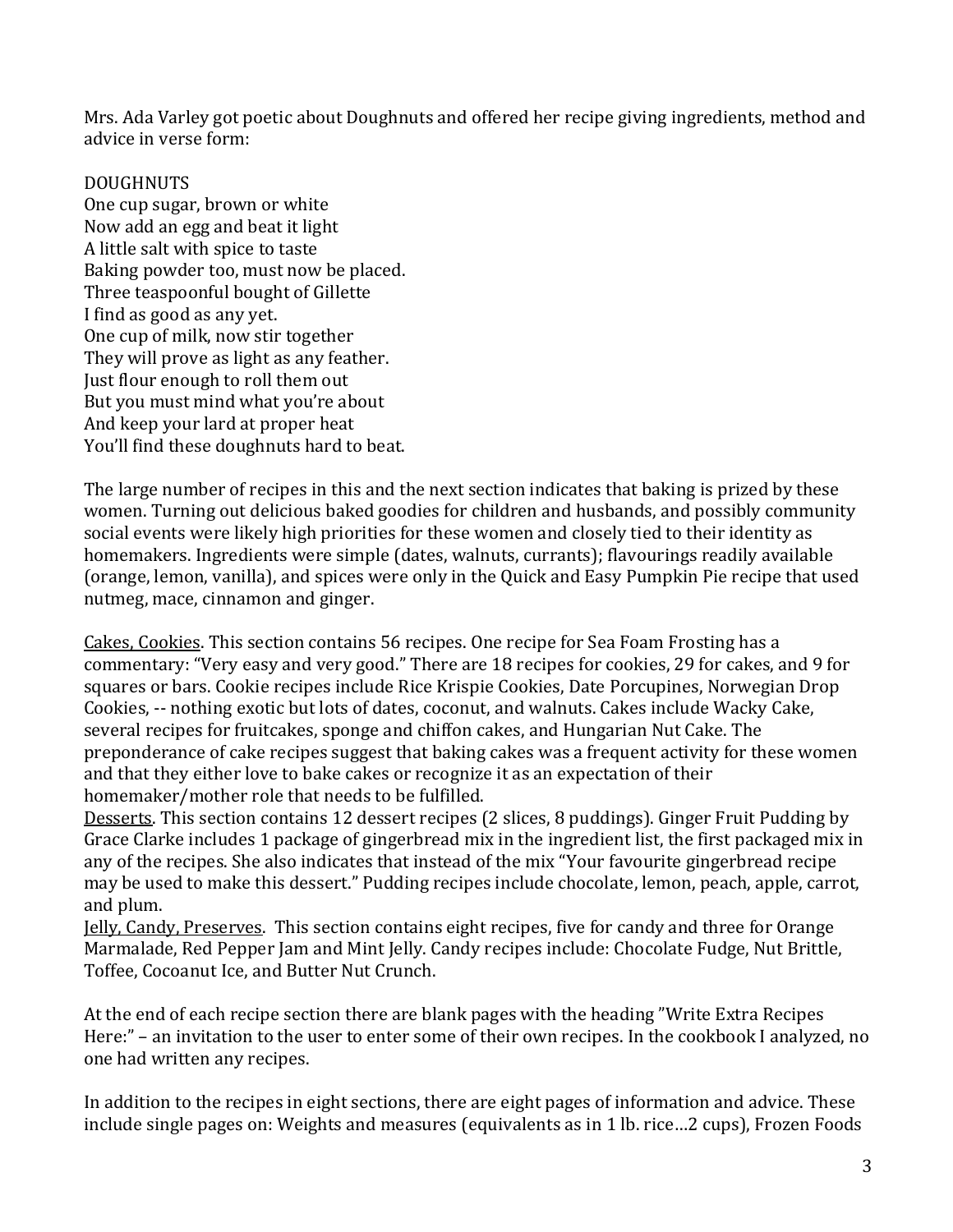Mrs. Ada Varley got poetic about Doughnuts and offered her recipe giving ingredients, method and advice in verse form:

DOUGHNUTS  
One cup sugar, brown or white  
Now add an egg and beat it light  
A little salt with spice to taste  
Baking powder too, must now be placed.  
Three teaspoonful bought of Gillette  
I find as good as any yet.  
One cup of milk, now stir together  
They will prove as light as any feather.  
Just flour enough to roll them out  
But you must mind what you're about  
And keep your lard at proper heat  
You'll find these doughnuts hard to beat.

The large number of recipes in this and the next section indicates that baking is prized by these women. Turning out delicious baked goodies for children and husbands, and possibly community social events were likely high priorities for these women and closely tied to their identity as homemakers. Ingredients were simple (dates, walnuts, currants); flavourings readily available (orange, lemon, vanilla), and spices were only in the Quick and Easy Pumpkin Pie recipe that used nutmeg, mace, cinnamon and ginger.

<u>Cakes, Cookies</u>. This section contains 56 recipes. One recipe for Sea Foam Frosting has a commentary: "Very easy and very good." There are 18 recipes for cookies, 29 for cakes, and 9 for squares or bars. Cookie recipes include Rice Krispie Cookies, Date Porcupines, Norwegian Drop Cookies, -- nothing exotic but lots of dates, coconut, and walnuts. Cakes include Wacky Cake, several recipes for fruitcakes, sponge and chiffon cakes, and Hungarian Nut Cake. The preponderance of cake recipes suggest that baking cakes was a frequent activity for these women and that they either love to bake cakes or recognize it as an expectation of their homemaker/mother role that needs to be fulfilled.

<u>Desserts</u>. This section contains 12 dessert recipes (2 slices, 8 puddings). Ginger Fruit Pudding by Grace Clarke includes 1 package of gingerbread mix in the ingredient list, the first packaged mix in any of the recipes. She also indicates that instead of the mix "Your favourite gingerbread recipe may be used to make this dessert." Pudding recipes include chocolate, lemon, peach, apple, carrot, and plum.

<u>Jelly, Candy, Preserves</u>. This section contains eight recipes, five for candy and three for Orange Marmalade, Red Pepper Jam and Mint Jelly. Candy recipes include: Chocolate Fudge, Nut Brittle, Toffee, Cocoanut Ice, and Butter Nut Crunch.

At the end of each recipe section there are blank pages with the heading "Write Extra Recipes Here:" – an invitation to the user to enter some of their own recipes. In the cookbook I analyzed, no one had written any recipes.

In addition to the recipes in eight sections, there are eight pages of information and advice. These include single pages on: Weights and measures (equivalents as in 1 lb. rice…2 cups), Frozen Foods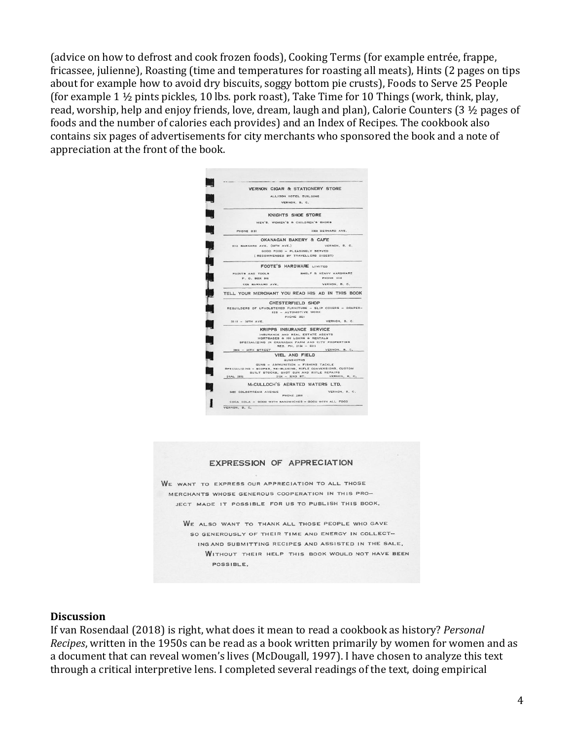(advice on how to defrost and cook frozen foods), Cooking Terms (for example entrée, frappe, fricassee, julienne), Roasting (time and temperatures for roasting all meats), Hints (2 pages on tips about for example how to avoid dry biscuits, soggy bottom pie crusts), Foods to Serve 25 People (for example 1 ½ pints pickles, 10 lbs. pork roast), Take Time for 10 Things (work, think, play, read, worship, help and enjoy friends, love, dream, laugh and plan), Calorie Counters (3 ½ pages of foods and the number of calories each provides) and an Index of Recipes. The cookbook also contains six pages of advertisements for city merchants who sponsored the book and a note of appreciation at the front of the book.

VERNON CIGAR & STATIONERY STORE
ALLISON HOTEL BUILDING
VERNON, B. C.

KNIGHTS SHOE STORE
MEN'S, WOMEN'S & CHILDREN'S SHOES
PHONE 3151 — 3300 BERNARD AVE.

OKANAGAN BAKERY & CAFE
3112 BARNARD AVE. (30TH AVE.) — VERNON, B. C.
GOOD FOOD — PLEASINGLY SERVED
(RECOMMENDED BY TRAVELLERS DIGEST)

FOOTE'S HARDWARE LIMITED
PAINTS AND TOOLS — SHELF & HEAVY HARDWARE
P. O. BOX 849 — PHONE 3131
3306 BARNARD AVE. — VERNON, B. C.

TELL YOUR MERCHANT YOU READ HIS AD IN THIS BOOK

CHESTERFIELD SHOP
REBUILDERS OF UPHOLSTERED FURNITURE — SLIP COVERS — DRAPERIES — AUTOMOTIVE WORK
PHONE 3921
3515 — 30TH AVE. — VERNON, B. C.

KRIPPS INSURANCE SERVICE
INSURANCE AND REAL ESTATE AGENTS
MORTGAGES & NH LOANS & RENTALS
SPECIALIZING IN OKANAGAN FARM AND CITY PROPERTIES
RES. PH. 2134 — 5313
3002 — 29TH STREET — VERNON, B. C.

VIEL AND FIELD
GUNSMITHS
GUNS — AMMUNITION — FISHING TACKLE
SPECIALIZING — SCOPES, RE-BLUEING, RIFLE CONVERSIONS, CUSTOM BUILT STOCKS, SHOT GUN AND RIFLE REPAIRS
DIAL 2892 — 3104 — 32ND ST. — VERNON, B. C.

McCULLOCH'S AERATED WATERS LTD.
3400 COLDSTREAM AVENUE — VERNON, B. C.
PHONE 2818
COCA COLA — GOOD WITH SANDWICHES — GOOD WITH ALL FOOD
VERNON, B. C.

EXPRESSION OF APPRECIATION

WE WANT TO EXPRESS OUR APPRECIATION TO ALL THOSE MERCHANTS WHOSE GENEROUS COOPERATION IN THIS PROJECT MADE IT POSSIBLE FOR US TO PUBLISH THIS BOOK.

WE ALSO WANT TO THANK ALL THOSE PEOPLE WHO GAVE SO GENEROUSLY OF THEIR TIME AND ENERGY IN COLLECTING AND SUBMITTING RECIPES AND ASSISTED IN THE SALE. WITHOUT THEIR HELP THIS BOOK WOULD NOT HAVE BEEN POSSIBLE.

## Discussion

If van Rosendaal (2018) is right, what does it mean to read a cookbook as history? *Personal Recipes*, written in the 1950s can be read as a book written primarily by women for women and as a document that can reveal women's lives (McDougall, 1997). I have chosen to analyze this text through a critical interpretive lens. I completed several readings of the text, doing empirical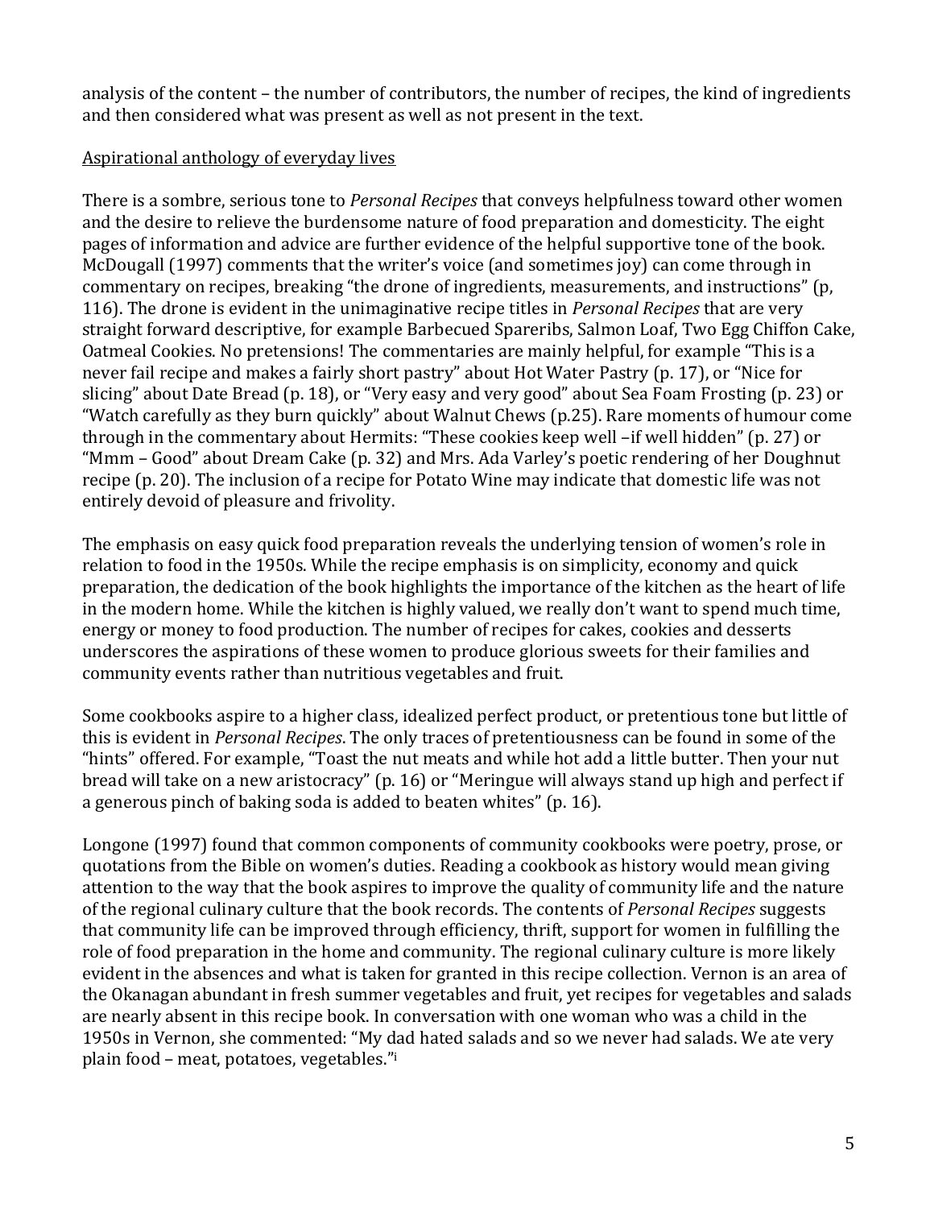analysis of the content – the number of contributors, the number of recipes, the kind of ingredients and then considered what was present as well as not present in the text.

Aspirational anthology of everyday lives

There is a sombre, serious tone to *Personal Recipes* that conveys helpfulness toward other women and the desire to relieve the burdensome nature of food preparation and domesticity. The eight pages of information and advice are further evidence of the helpful supportive tone of the book. McDougall (1997) comments that the writer's voice (and sometimes joy) can come through in commentary on recipes, breaking "the drone of ingredients, measurements, and instructions" (p, 116). The drone is evident in the unimaginative recipe titles in *Personal Recipes* that are very straight forward descriptive, for example Barbecued Spareribs, Salmon Loaf, Two Egg Chiffon Cake, Oatmeal Cookies. No pretensions! The commentaries are mainly helpful, for example "This is a never fail recipe and makes a fairly short pastry" about Hot Water Pastry (p. 17), or "Nice for slicing" about Date Bread (p. 18), or "Very easy and very good" about Sea Foam Frosting (p. 23) or "Watch carefully as they burn quickly" about Walnut Chews (p.25). Rare moments of humour come through in the commentary about Hermits: "These cookies keep well –if well hidden" (p. 27) or "Mmm – Good" about Dream Cake (p. 32) and Mrs. Ada Varley's poetic rendering of her Doughnut recipe (p. 20). The inclusion of a recipe for Potato Wine may indicate that domestic life was not entirely devoid of pleasure and frivolity.

The emphasis on easy quick food preparation reveals the underlying tension of women's role in relation to food in the 1950s. While the recipe emphasis is on simplicity, economy and quick preparation, the dedication of the book highlights the importance of the kitchen as the heart of life in the modern home. While the kitchen is highly valued, we really don't want to spend much time, energy or money to food production. The number of recipes for cakes, cookies and desserts underscores the aspirations of these women to produce glorious sweets for their families and community events rather than nutritious vegetables and fruit.

Some cookbooks aspire to a higher class, idealized perfect product, or pretentious tone but little of this is evident in *Personal Recipes*. The only traces of pretentiousness can be found in some of the "hints" offered. For example, "Toast the nut meats and while hot add a little butter. Then your nut bread will take on a new aristocracy" (p. 16) or "Meringue will always stand up high and perfect if a generous pinch of baking soda is added to beaten whites" (p. 16).

Longone (1997) found that common components of community cookbooks were poetry, prose, or quotations from the Bible on women's duties. Reading a cookbook as history would mean giving attention to the way that the book aspires to improve the quality of community life and the nature of the regional culinary culture that the book records. The contents of *Personal Recipes* suggests that community life can be improved through efficiency, thrift, support for women in fulfilling the role of food preparation in the home and community. The regional culinary culture is more likely evident in the absences and what is taken for granted in this recipe collection. Vernon is an area of the Okanagan abundant in fresh summer vegetables and fruit, yet recipes for vegetables and salads are nearly absent in this recipe book. In conversation with one woman who was a child in the 1950s in Vernon, she commented: "My dad hated salads and so we never had salads. We ate very plain food – meat, potatoes, vegetables."[i]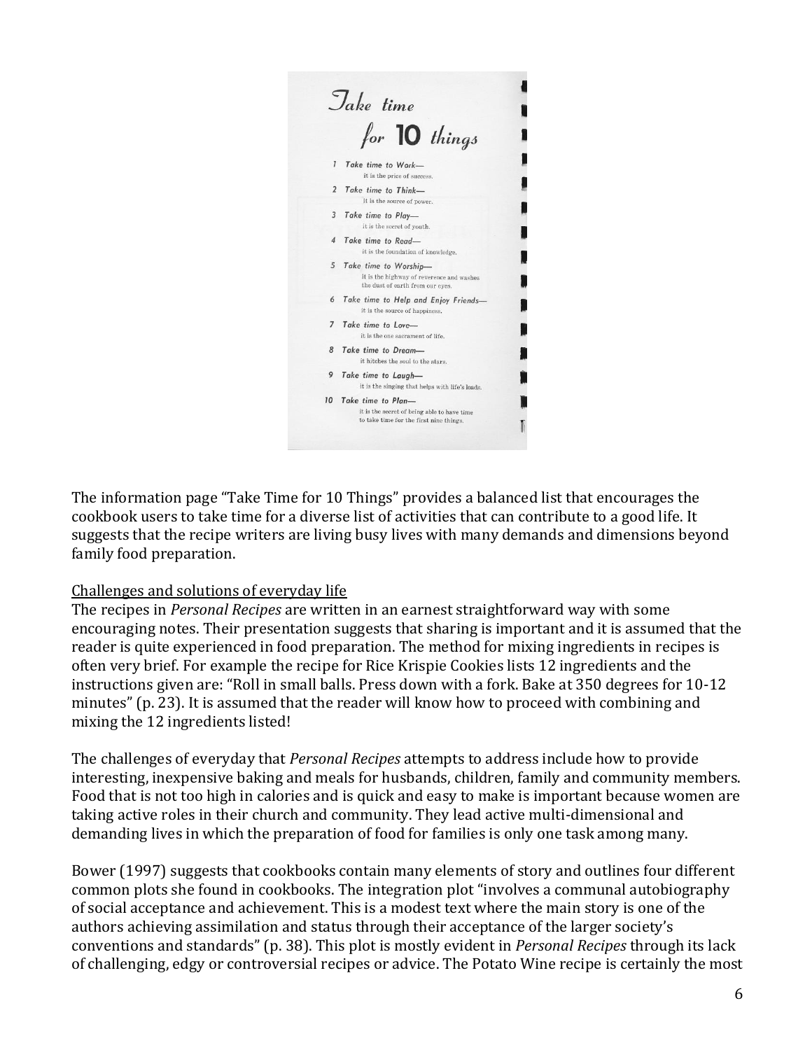# Take time for 10 things

1. Take time to Work— it is the price of success.
2. Take time to Think— it is the source of power.
3. Take time to Play— it is the secret of youth.
4. Take time to Read— it is the foundation of knowledge.
5. Take time to Worship— it is the highway of reverence and washes the dust of earth from our eyes.
6. Take time to Help and Enjoy Friends— it is the source of happiness.
7. Take time to Love— it is the one sacrament of life.
8. Take time to Dream— it hitches the soul to the stars.
9. Take time to Laugh— it is the singing that helps with life's loads.
10. Take time to Plan— it is the secret of being able to have time to take time for the first nine things.

The information page "Take Time for 10 Things" provides a balanced list that encourages the cookbook users to take time for a diverse list of activities that can contribute to a good life. It suggests that the recipe writers are living busy lives with many demands and dimensions beyond family food preparation.

<u>Challenges and solutions of everyday life</u>

The recipes in *Personal Recipes* are written in an earnest straightforward way with some encouraging notes. Their presentation suggests that sharing is important and it is assumed that the reader is quite experienced in food preparation. The method for mixing ingredients in recipes is often very brief. For example the recipe for Rice Krispie Cookies lists 12 ingredients and the instructions given are: "Roll in small balls. Press down with a fork. Bake at 350 degrees for 10-12 minutes" (p. 23). It is assumed that the reader will know how to proceed with combining and mixing the 12 ingredients listed!

The challenges of everyday that *Personal Recipes* attempts to address include how to provide interesting, inexpensive baking and meals for husbands, children, family and community members. Food that is not too high in calories and is quick and easy to make is important because women are taking active roles in their church and community. They lead active multi-dimensional and demanding lives in which the preparation of food for families is only one task among many.

Bower (1997) suggests that cookbooks contain many elements of story and outlines four different common plots she found in cookbooks. The integration plot "involves a communal autobiography of social acceptance and achievement. This is a modest text where the main story is one of the authors achieving assimilation and status through their acceptance of the larger society's conventions and standards" (p. 38). This plot is mostly evident in *Personal Recipes* through its lack of challenging, edgy or controversial recipes or advice. The Potato Wine recipe is certainly the most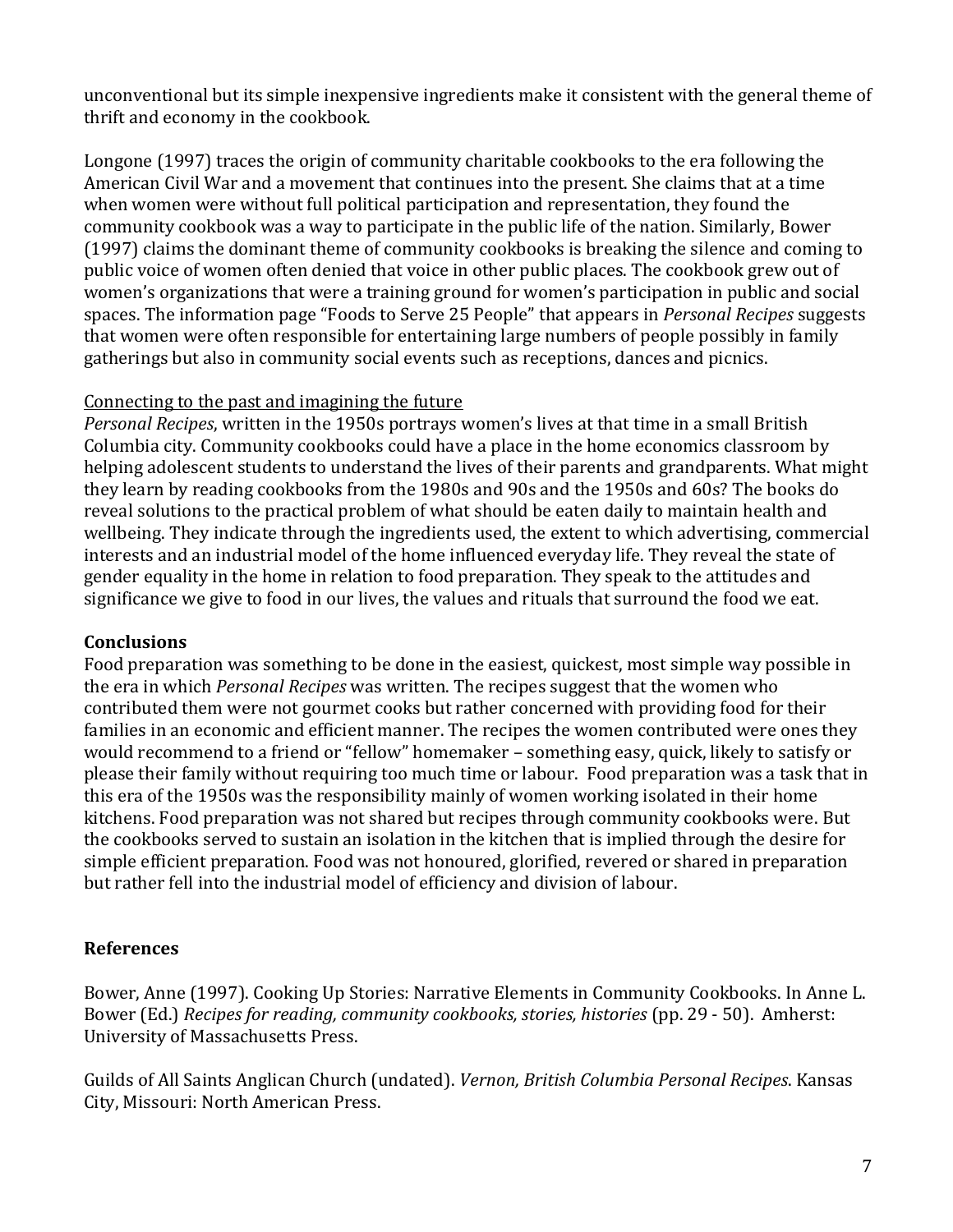unconventional but its simple inexpensive ingredients make it consistent with the general theme of thrift and economy in the cookbook.

Longone (1997) traces the origin of community charitable cookbooks to the era following the American Civil War and a movement that continues into the present. She claims that at a time when women were without full political participation and representation, they found the community cookbook was a way to participate in the public life of the nation. Similarly, Bower (1997) claims the dominant theme of community cookbooks is breaking the silence and coming to public voice of women often denied that voice in other public places. The cookbook grew out of women's organizations that were a training ground for women's participation in public and social spaces. The information page "Foods to Serve 25 People" that appears in *Personal Recipes* suggests that women were often responsible for entertaining large numbers of people possibly in family gatherings but also in community social events such as receptions, dances and picnics.

<u>Connecting to the past and imagining the future</u>

*Personal Recipes*, written in the 1950s portrays women's lives at that time in a small British Columbia city. Community cookbooks could have a place in the home economics classroom by helping adolescent students to understand the lives of their parents and grandparents. What might they learn by reading cookbooks from the 1980s and 90s and the 1950s and 60s? The books do reveal solutions to the practical problem of what should be eaten daily to maintain health and wellbeing. They indicate through the ingredients used, the extent to which advertising, commercial interests and an industrial model of the home influenced everyday life. They reveal the state of gender equality in the home in relation to food preparation. They speak to the attitudes and significance we give to food in our lives, the values and rituals that surround the food we eat.

## Conclusions

Food preparation was something to be done in the easiest, quickest, most simple way possible in the era in which *Personal Recipes* was written. The recipes suggest that the women who contributed them were not gourmet cooks but rather concerned with providing food for their families in an economic and efficient manner. The recipes the women contributed were ones they would recommend to a friend or "fellow" homemaker – something easy, quick, likely to satisfy or please their family without requiring too much time or labour. Food preparation was a task that in this era of the 1950s was the responsibility mainly of women working isolated in their home kitchens. Food preparation was not shared but recipes through community cookbooks were. But the cookbooks served to sustain an isolation in the kitchen that is implied through the desire for simple efficient preparation. Food was not honoured, glorified, revered or shared in preparation but rather fell into the industrial model of efficiency and division of labour.

## References

Bower, Anne (1997). Cooking Up Stories: Narrative Elements in Community Cookbooks. In Anne L. Bower (Ed.) *Recipes for reading, community cookbooks, stories, histories* (pp. 29 - 50). Amherst: University of Massachusetts Press.

Guilds of All Saints Anglican Church (undated). *Vernon, British Columbia Personal Recipes*. Kansas City, Missouri: North American Press.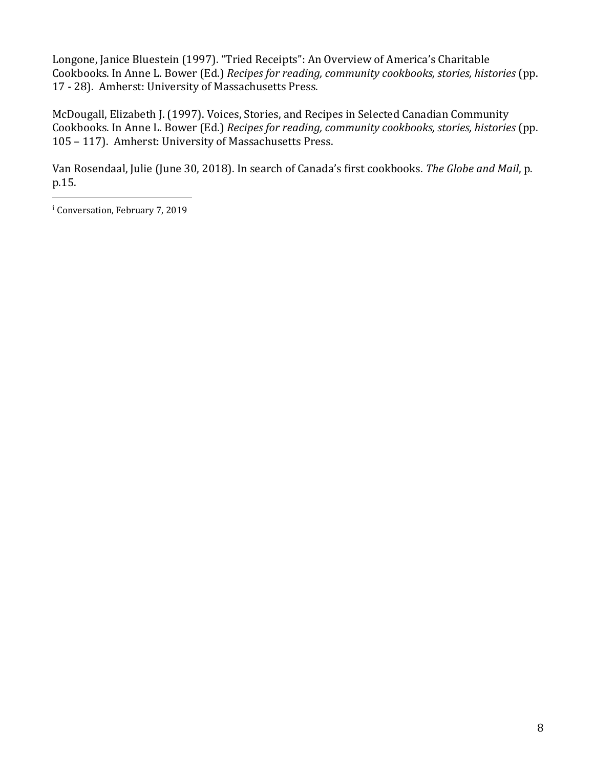Longone, Janice Bluestein (1997). "Tried Receipts": An Overview of America's Charitable Cookbooks. In Anne L. Bower (Ed.) *Recipes for reading, community cookbooks, stories, histories* (pp. 17 - 28). Amherst: University of Massachusetts Press.

McDougall, Elizabeth J. (1997). Voices, Stories, and Recipes in Selected Canadian Community Cookbooks. In Anne L. Bower (Ed.) *Recipes for reading, community cookbooks, stories, histories* (pp. 105 – 117). Amherst: University of Massachusetts Press.

Van Rosendaal, Julie (June 30, 2018). In search of Canada's first cookbooks. *The Globe and Mail*, p. p.15.

---

[i] Conversation, February 7, 2019